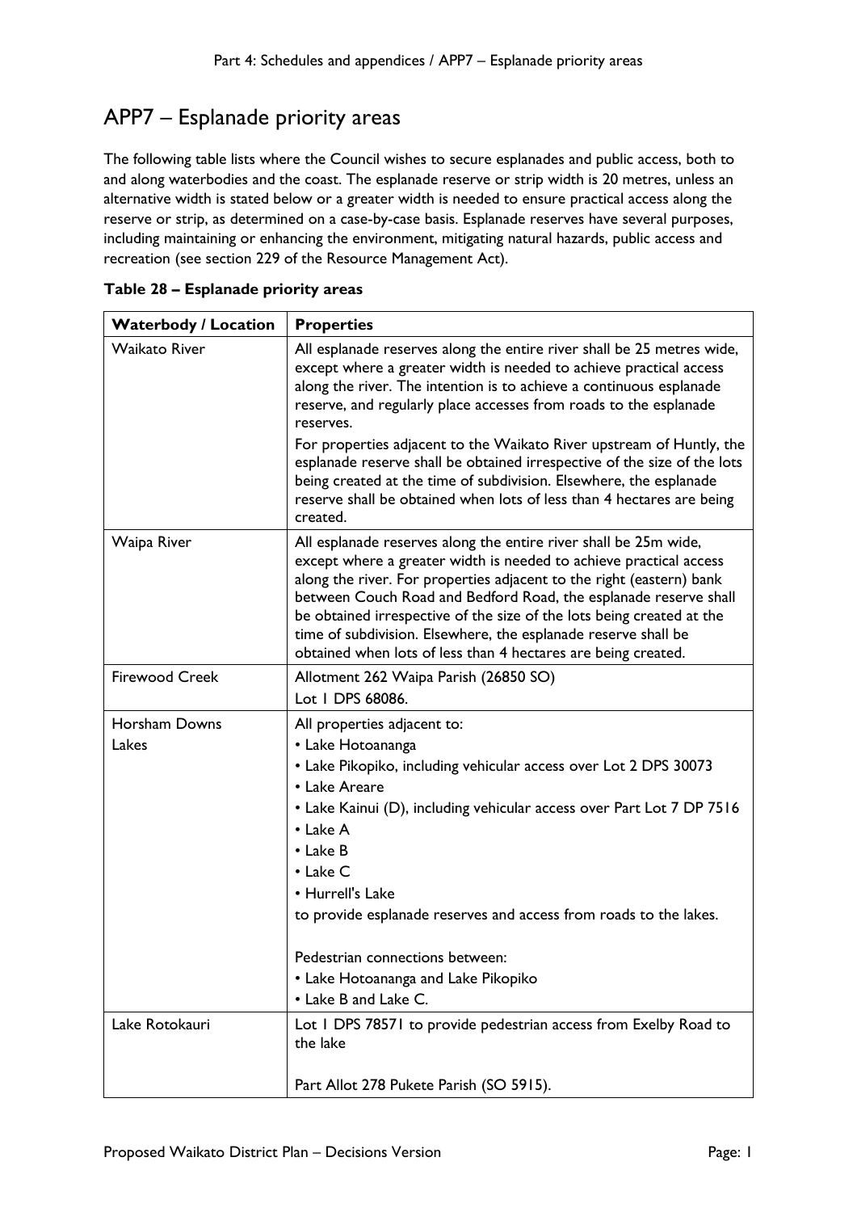# APP7 – Esplanade priority areas

The following table lists where the Council wishes to secure esplanades and public access, both to and along waterbodies and the coast. The esplanade reserve or strip width is 20 metres, unless an alternative width is stated below or a greater width is needed to ensure practical access along the reserve or strip, as determined on a case-by-case basis. Esplanade reserves have several purposes, including maintaining or enhancing the environment, mitigating natural hazards, public access and recreation (see section 229 of the Resource Management Act).

**Table 28 – Esplanade priority areas**

| Waterbody / Location | Properties |
|---|---|
| Waikato River | All esplanade reserves along the entire river shall be 25 metres wide, except where a greater width is needed to achieve practical access along the river. The intention is to achieve a continuous esplanade reserve, and regularly place accesses from roads to the esplanade reserves.<br>For properties adjacent to the Waikato River upstream of Huntly, the esplanade reserve shall be obtained irrespective of the size of the lots being created at the time of subdivision. Elsewhere, the esplanade reserve shall be obtained when lots of less than 4 hectares are being created. |
| Waipa River | All esplanade reserves along the entire river shall be 25m wide, except where a greater width is needed to achieve practical access along the river. For properties adjacent to the right (eastern) bank between Couch Road and Bedford Road, the esplanade reserve shall be obtained irrespective of the size of the lots being created at the time of subdivision. Elsewhere, the esplanade reserve shall be obtained when lots of less than 4 hectares are being created. |
| Firewood Creek | Allotment 262 Waipa Parish (26850 SO)<br>Lot 1 DPS 68086. |
| Horsham Downs Lakes | All properties adjacent to:<br>• Lake Hotoananga<br>• Lake Pikopiko, including vehicular access over Lot 2 DPS 30073<br>• Lake Areare<br>• Lake Kainui (D), including vehicular access over Part Lot 7 DP 7516<br>• Lake A<br>• Lake B<br>• Lake C<br>• Hurrell's Lake<br>to provide esplanade reserves and access from roads to the lakes.<br><br>Pedestrian connections between:<br>• Lake Hotoananga and Lake Pikopiko<br>• Lake B and Lake C. |
| Lake Rotokauri | Lot 1 DPS 78571 to provide pedestrian access from Exelby Road to the lake<br><br>Part Allot 278 Pukete Parish (SO 5915). |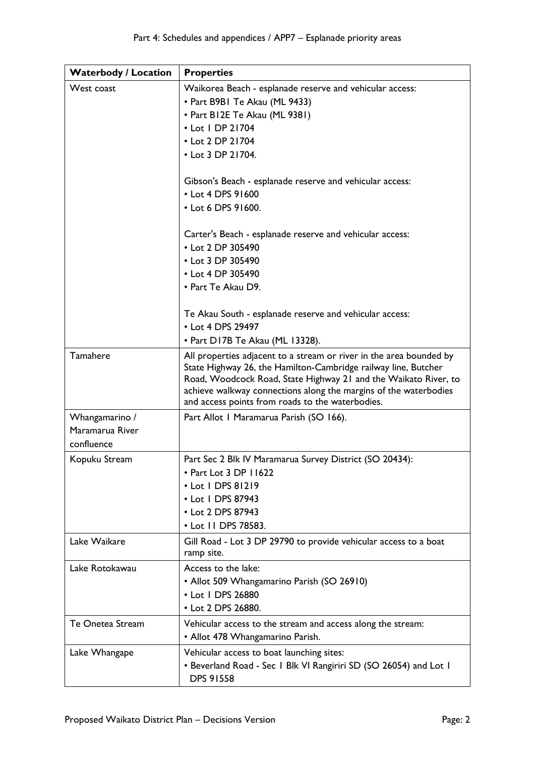| Waterbody / Location | Properties |
|---|---|
| West coast | Waikorea Beach - esplanade reserve and vehicular access:<br>• Part B9B1 Te Akau (ML 9433)<br>• Part B12E Te Akau (ML 9381)<br>• Lot 1 DP 21704<br>• Lot 2 DP 21704<br>• Lot 3 DP 21704.<br><br>Gibson's Beach - esplanade reserve and vehicular access:<br>• Lot 4 DPS 91600<br>• Lot 6 DPS 91600.<br><br>Carter's Beach - esplanade reserve and vehicular access:<br>• Lot 2 DP 305490<br>• Lot 3 DP 305490<br>• Lot 4 DP 305490<br>• Part Te Akau D9.<br><br>Te Akau South - esplanade reserve and vehicular access:<br>• Lot 4 DPS 29497<br>• Part D17B Te Akau (ML 13328). |
| Tamahere | All properties adjacent to a stream or river in the area bounded by State Highway 26, the Hamilton-Cambridge railway line, Butcher Road, Woodcock Road, State Highway 21 and the Waikato River, to achieve walkway connections along the margins of the waterbodies and access points from roads to the waterbodies. |
| Whangamarino / Maramarua River confluence | Part Allot 1 Maramarua Parish (SO 166). |
| Kopuku Stream | Part Sec 2 Blk IV Maramarua Survey District (SO 20434):<br>• Part Lot 3 DP 11622<br>• Lot 1 DPS 81219<br>• Lot 1 DPS 87943<br>• Lot 2 DPS 87943<br>• Lot 11 DPS 78583. |
| Lake Waikare | Gill Road - Lot 3 DP 29790 to provide vehicular access to a boat ramp site. |
| Lake Rotokawau | Access to the lake:<br>• Allot 509 Whangamarino Parish (SO 26910)<br>• Lot 1 DPS 26880<br>• Lot 2 DPS 26880. |
| Te Onetea Stream | Vehicular access to the stream and access along the stream:<br>• Allot 478 Whangamarino Parish. |
| Lake Whangape | Vehicular access to boat launching sites:<br>• Beverland Road - Sec 1 Blk VI Rangiriri SD (SO 26054) and Lot 1 DPS 91558 |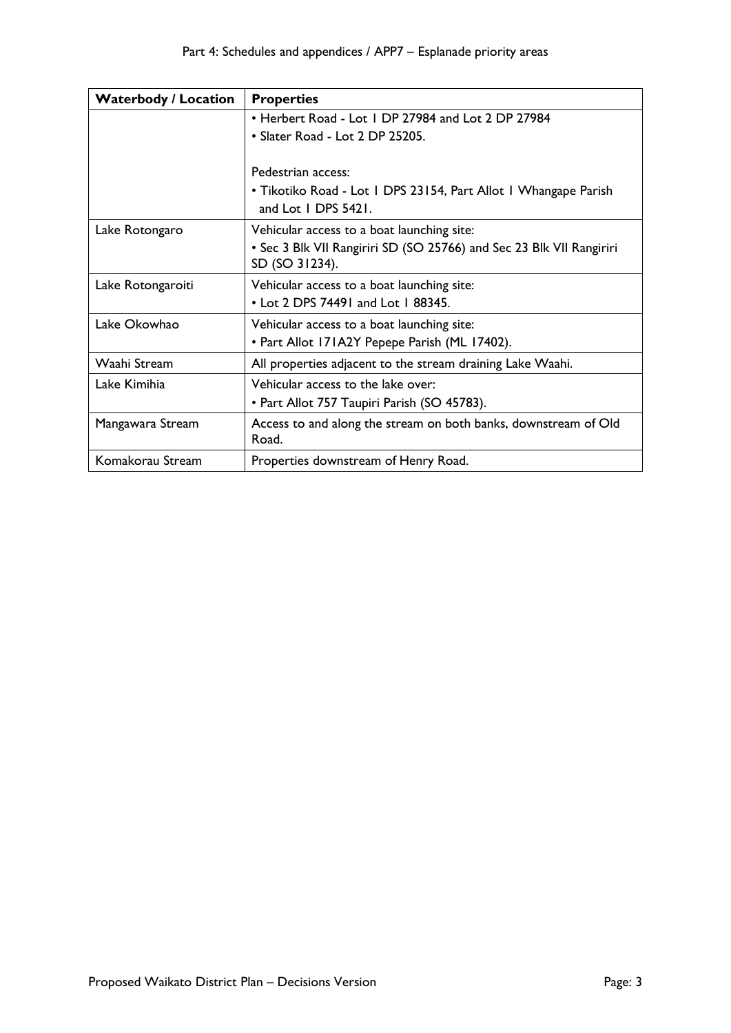| Waterbody / Location | Properties |
|---|---|
| | • Herbert Road - Lot 1 DP 27984 and Lot 2 DP 27984<br>• Slater Road - Lot 2 DP 25205.<br><br>Pedestrian access:<br>• Tikotiko Road - Lot 1 DPS 23154, Part Allot 1 Whangape Parish and Lot 1 DPS 5421. |
| Lake Rotongaro | Vehicular access to a boat launching site:<br>• Sec 3 Blk VII Rangiriri SD (SO 25766) and Sec 23 Blk VII Rangiriri SD (SO 31234). |
| Lake Rotongaroiti | Vehicular access to a boat launching site:<br>• Lot 2 DPS 74491 and Lot 1 88345. |
| Lake Okowhao | Vehicular access to a boat launching site:<br>• Part Allot 171A2Y Pepepe Parish (ML 17402). |
| Waahi Stream | All properties adjacent to the stream draining Lake Waahi. |
| Lake Kimihia | Vehicular access to the lake over:<br>• Part Allot 757 Taupiri Parish (SO 45783). |
| Mangawara Stream | Access to and along the stream on both banks, downstream of Old Road. |
| Komakorau Stream | Properties downstream of Henry Road. |